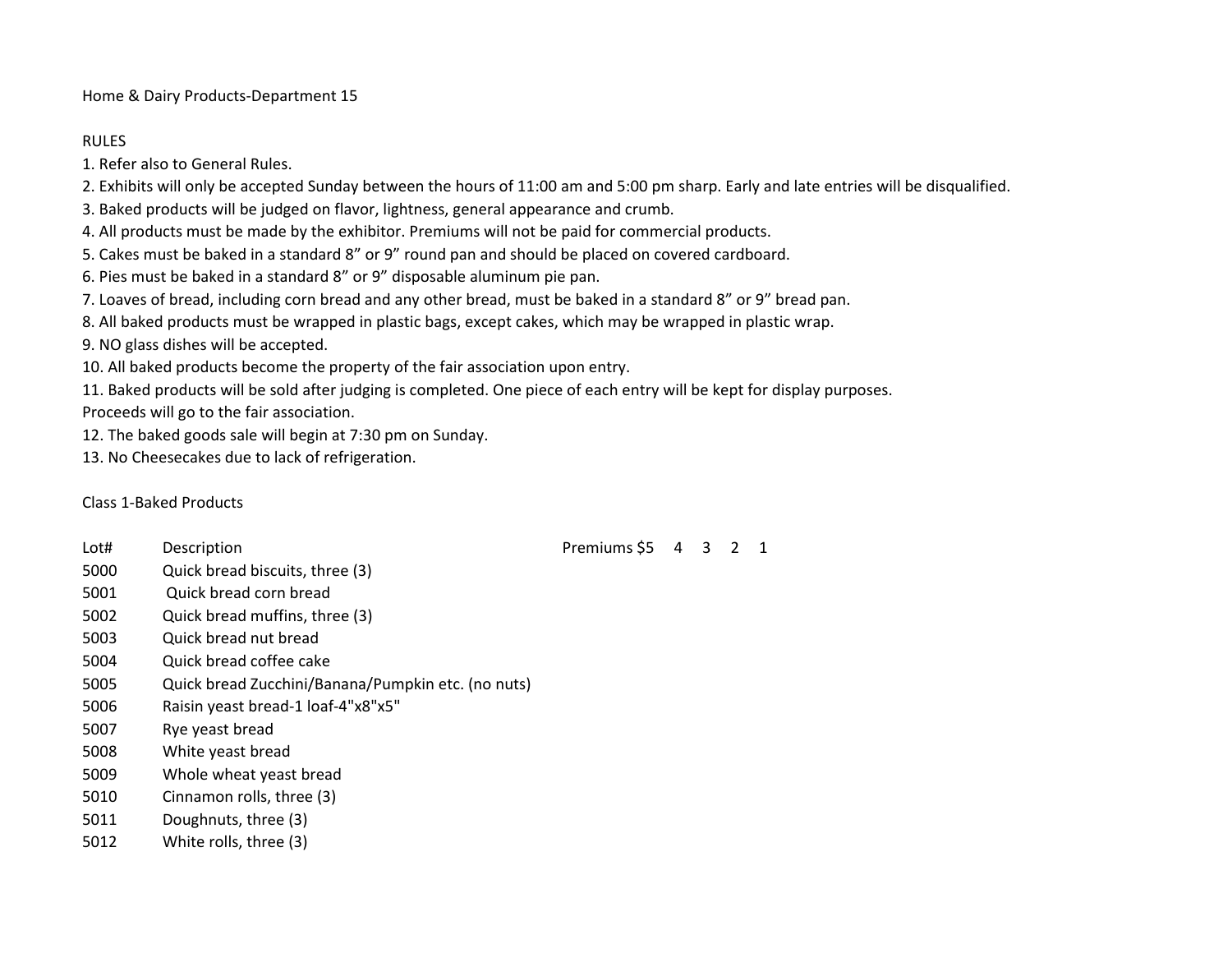# Home & Dairy Products-Department 15

## RULES

1. Refer also to General Rules.
2. Exhibits will only be accepted Sunday between the hours of 11:00 am and 5:00 pm sharp. Early and late entries will be disqualified.
3. Baked products will be judged on flavor, lightness, general appearance and crumb.
4. All products must be made by the exhibitor. Premiums will not be paid for commercial products.
5. Cakes must be baked in a standard 8" or 9" round pan and should be placed on covered cardboard.
6. Pies must be baked in a standard 8" or 9" disposable aluminum pie pan.
7. Loaves of bread, including corn bread and any other bread, must be baked in a standard 8" or 9" bread pan.
8. All baked products must be wrapped in plastic bags, except cakes, which may be wrapped in plastic wrap.
9. NO glass dishes will be accepted.
10. All baked products become the property of the fair association upon entry.
11. Baked products will be sold after judging is completed. One piece of each entry will be kept for display purposes. Proceeds will go to the fair association.
12. The baked goods sale will begin at 7:30 pm on Sunday.
13. No Cheesecakes due to lack of refrigeration.

## Class 1-Baked Products

| Lot# | Description | Premiums $5 4 3 2 1 |
|---|---|---|
| 5000 | Quick bread biscuits, three (3) | |
| 5001 | Quick bread corn bread | |
| 5002 | Quick bread muffins, three (3) | |
| 5003 | Quick bread nut bread | |
| 5004 | Quick bread coffee cake | |
| 5005 | Quick bread Zucchini/Banana/Pumpkin etc. (no nuts) | |
| 5006 | Raisin yeast bread-1 loaf-4"x8"x5" | |
| 5007 | Rye yeast bread | |
| 5008 | White yeast bread | |
| 5009 | Whole wheat yeast bread | |
| 5010 | Cinnamon rolls, three (3) | |
| 5011 | Doughnuts, three (3) | |
| 5012 | White rolls, three (3) | |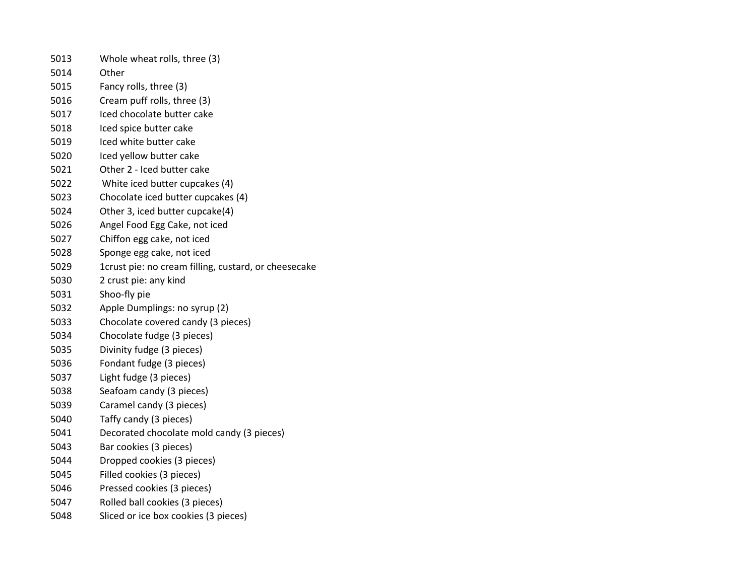| | |
|---|---|
| 5013 | Whole wheat rolls, three (3) |
| 5014 | Other |
| 5015 | Fancy rolls, three (3) |
| 5016 | Cream puff rolls, three (3) |
| 5017 | Iced chocolate butter cake |
| 5018 | Iced spice butter cake |
| 5019 | Iced white butter cake |
| 5020 | Iced yellow butter cake |
| 5021 | Other 2 - Iced butter cake |
| 5022 | White iced butter cupcakes (4) |
| 5023 | Chocolate iced butter cupcakes (4) |
| 5024 | Other 3, iced butter cupcake(4) |
| 5026 | Angel Food Egg Cake, not iced |
| 5027 | Chiffon egg cake, not iced |
| 5028 | Sponge egg cake, not iced |
| 5029 | 1crust pie: no cream filling, custard, or cheesecake |
| 5030 | 2 crust pie: any kind |
| 5031 | Shoo-fly pie |
| 5032 | Apple Dumplings: no syrup (2) |
| 5033 | Chocolate covered candy (3 pieces) |
| 5034 | Chocolate fudge (3 pieces) |
| 5035 | Divinity fudge (3 pieces) |
| 5036 | Fondant fudge (3 pieces) |
| 5037 | Light fudge (3 pieces) |
| 5038 | Seafoam candy (3 pieces) |
| 5039 | Caramel candy (3 pieces) |
| 5040 | Taffy candy (3 pieces) |
| 5041 | Decorated chocolate mold candy (3 pieces) |
| 5043 | Bar cookies (3 pieces) |
| 5044 | Dropped cookies (3 pieces) |
| 5045 | Filled cookies (3 pieces) |
| 5046 | Pressed cookies (3 pieces) |
| 5047 | Rolled ball cookies (3 pieces) |
| 5048 | Sliced or ice box cookies (3 pieces) |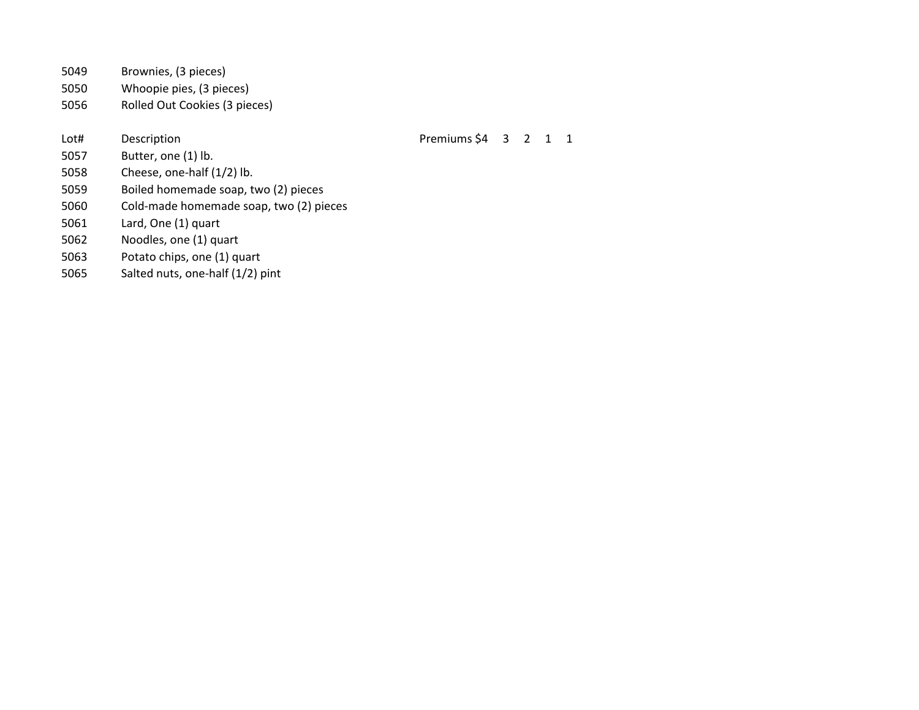| | |
|---|---|
| 5049 | Brownies, (3 pieces) |
| 5050 | Whoopie pies, (3 pieces) |
| 5056 | Rolled Out Cookies (3 pieces) |

| Lot# | Description | Premiums $4 | 3 | 2 | 1 | 1 |
|---|---|---|---|---|---|---|
| 5057 | Butter, one (1) lb. | | | | | |
| 5058 | Cheese, one-half (1/2) lb. | | | | | |
| 5059 | Boiled homemade soap, two (2) pieces | | | | | |
| 5060 | Cold-made homemade soap, two (2) pieces | | | | | |
| 5061 | Lard, One (1) quart | | | | | |
| 5062 | Noodles, one (1) quart | | | | | |
| 5063 | Potato chips, one (1) quart | | | | | |
| 5065 | Salted nuts, one-half (1/2) pint | | | | | |